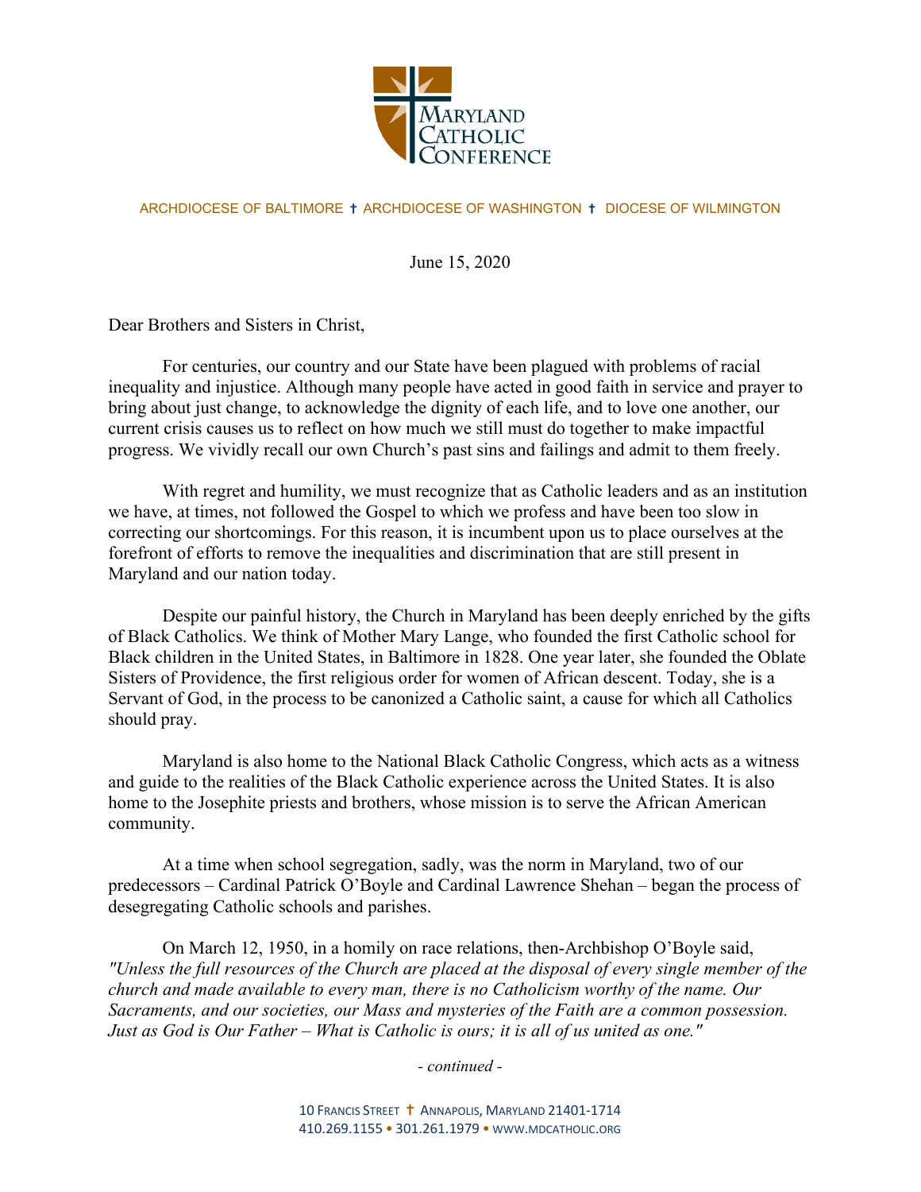# MARYLAND CATHOLIC CONFERENCE

ARCHDIOCESE OF BALTIMORE † ARCHDIOCESE OF WASHINGTON † DIOCESE OF WILMINGTON

June 15, 2020

Dear Brothers and Sisters in Christ,

For centuries, our country and our State have been plagued with problems of racial inequality and injustice. Although many people have acted in good faith in service and prayer to bring about just change, to acknowledge the dignity of each life, and to love one another, our current crisis causes us to reflect on how much we still must do together to make impactful progress. We vividly recall our own Church's past sins and failings and admit to them freely.

With regret and humility, we must recognize that as Catholic leaders and as an institution we have, at times, not followed the Gospel to which we profess and have been too slow in correcting our shortcomings. For this reason, it is incumbent upon us to place ourselves at the forefront of efforts to remove the inequalities and discrimination that are still present in Maryland and our nation today.

Despite our painful history, the Church in Maryland has been deeply enriched by the gifts of Black Catholics. We think of Mother Mary Lange, who founded the first Catholic school for Black children in the United States, in Baltimore in 1828. One year later, she founded the Oblate Sisters of Providence, the first religious order for women of African descent. Today, she is a Servant of God, in the process to be canonized a Catholic saint, a cause for which all Catholics should pray.

Maryland is also home to the National Black Catholic Congress, which acts as a witness and guide to the realities of the Black Catholic experience across the United States. It is also home to the Josephite priests and brothers, whose mission is to serve the African American community.

At a time when school segregation, sadly, was the norm in Maryland, two of our predecessors – Cardinal Patrick O'Boyle and Cardinal Lawrence Shehan – began the process of desegregating Catholic schools and parishes.

On March 12, 1950, in a homily on race relations, then-Archbishop O'Boyle said, *"Unless the full resources of the Church are placed at the disposal of every single member of the church and made available to every man, there is no Catholicism worthy of the name. Our Sacraments, and our societies, our Mass and mysteries of the Faith are a common possession. Just as God is Our Father – What is Catholic is ours; it is all of us united as one."*

*- continued -*

10 Francis Street † Annapolis, Maryland 21401-1714
410.269.1155 • 301.261.1979 • www.mdcatholic.org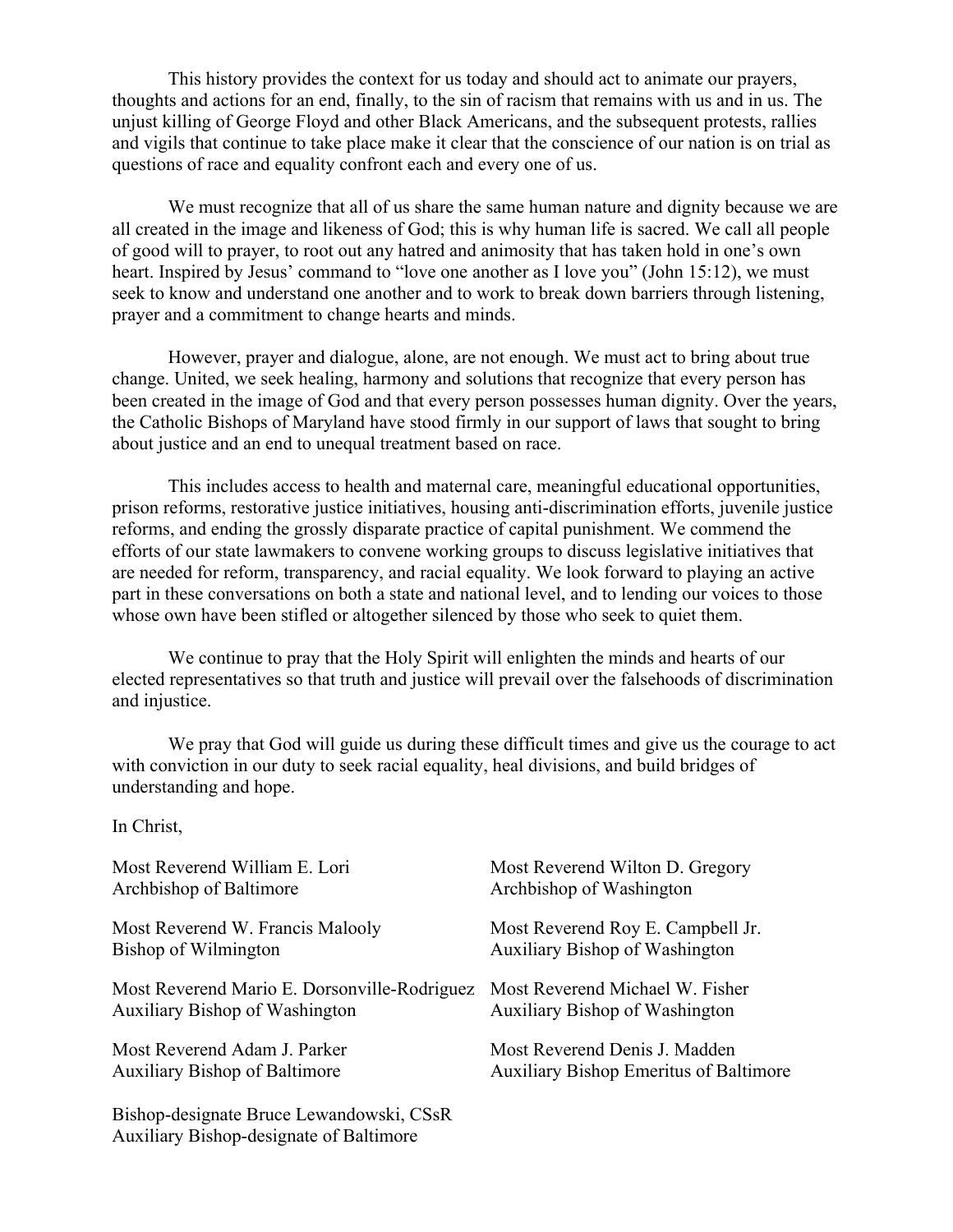This history provides the context for us today and should act to animate our prayers, thoughts and actions for an end, finally, to the sin of racism that remains with us and in us. The unjust killing of George Floyd and other Black Americans, and the subsequent protests, rallies and vigils that continue to take place make it clear that the conscience of our nation is on trial as questions of race and equality confront each and every one of us.

We must recognize that all of us share the same human nature and dignity because we are all created in the image and likeness of God; this is why human life is sacred. We call all people of good will to prayer, to root out any hatred and animosity that has taken hold in one's own heart. Inspired by Jesus' command to "love one another as I love you" (John 15:12), we must seek to know and understand one another and to work to break down barriers through listening, prayer and a commitment to change hearts and minds.

However, prayer and dialogue, alone, are not enough. We must act to bring about true change. United, we seek healing, harmony and solutions that recognize that every person has been created in the image of God and that every person possesses human dignity. Over the years, the Catholic Bishops of Maryland have stood firmly in our support of laws that sought to bring about justice and an end to unequal treatment based on race.

This includes access to health and maternal care, meaningful educational opportunities, prison reforms, restorative justice initiatives, housing anti-discrimination efforts, juvenile justice reforms, and ending the grossly disparate practice of capital punishment. We commend the efforts of our state lawmakers to convene working groups to discuss legislative initiatives that are needed for reform, transparency, and racial equality. We look forward to playing an active part in these conversations on both a state and national level, and to lending our voices to those whose own have been stifled or altogether silenced by those who seek to quiet them.

We continue to pray that the Holy Spirit will enlighten the minds and hearts of our elected representatives so that truth and justice will prevail over the falsehoods of discrimination and injustice.

We pray that God will guide us during these difficult times and give us the courage to act with conviction in our duty to seek racial equality, heal divisions, and build bridges of understanding and hope.

In Christ,

Most Reverend William E. Lori
Archbishop of Baltimore

Most Reverend Wilton D. Gregory
Archbishop of Washington

Most Reverend W. Francis Malooly
Bishop of Wilmington

Most Reverend Roy E. Campbell Jr.
Auxiliary Bishop of Washington

Most Reverend Mario E. Dorsonville-Rodriguez
Auxiliary Bishop of Washington

Most Reverend Michael W. Fisher
Auxiliary Bishop of Washington

Most Reverend Adam J. Parker
Auxiliary Bishop of Baltimore

Most Reverend Denis J. Madden
Auxiliary Bishop Emeritus of Baltimore

Bishop-designate Bruce Lewandowski, CSsR
Auxiliary Bishop-designate of Baltimore